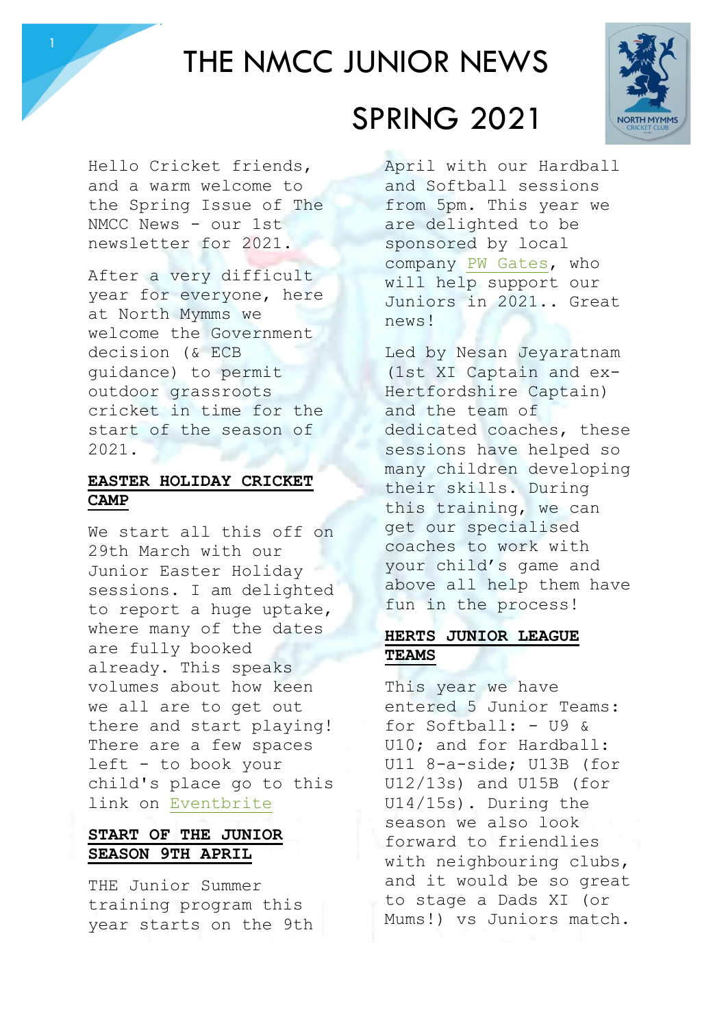# THE NMCC JUNIOR NEWS

# SPRING 2021

Hello Cricket friends, and a warm welcome to the Spring Issue of The NMCC News - our 1st newsletter for 2021.

After a very difficult year for everyone, here at North Mymms we welcome the Government decision (& ECB guidance) to permit outdoor grassroots cricket in time for the start of the season of 2021.

## EASTER HOLIDAY CRICKET CAMP

We start all this off on 29th March with our Junior Easter Holiday sessions. I am delighted to report a huge uptake, where many of the dates are fully booked already. This speaks volumes about how keen we all are to get out there and start playing! There are a few spaces left - to book your child's place go to this link on Eventbrite

## START OF THE JUNIOR SEASON 9TH APRIL

THE Junior Summer training program this year starts on the 9th April with our Hardball and Softball sessions from 5pm. This year we are delighted to be sponsored by local company PW Gates, who will help support our Juniors in 2021.. Great news!

Led by Nesan Jeyaratnam (1st XI Captain and ex-Hertfordshire Captain) and the team of dedicated coaches, these sessions have helped so many children developing their skills. During this training, we can get our specialised coaches to work with your child's game and above all help them have fun in the process!

## HERTS JUNIOR LEAGUE TEAMS

This year we have entered 5 Junior Teams: for Softball: - U9 & U10; and for Hardball: U11 8-a-side; U13B (for U12/13s) and U15B (for U14/15s). During the season we also look forward to friendlies with neighbouring clubs, and it would be so great to stage a Dads XI (or Mums!) vs Juniors match.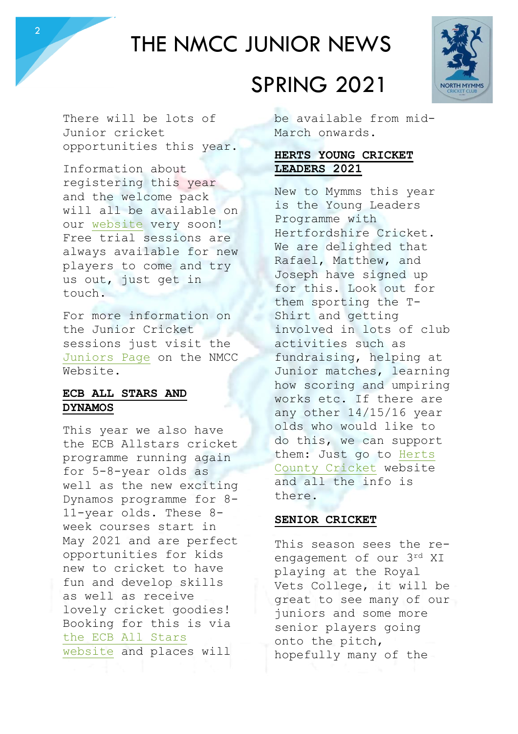# THE NMCC JUNIOR NEWS

# SPRING 2021

There will be lots of Junior cricket opportunities this year.

Information about registering this year and the welcome pack will all be available on our website very soon! Free trial sessions are always available for new players to come and try us out, just get in touch.

For more information on the Junior Cricket sessions just visit the Juniors Page on the NMCC Website.

**ECB ALL STARS AND DYNAMOS**

This year we also have the ECB Allstars cricket programme running again for 5-8-year olds as well as the new exciting Dynamos programme for 8-11-year olds. These 8-week courses start in May 2021 and are perfect opportunities for kids new to cricket to have fun and develop skills as well as receive lovely cricket goodies! Booking for this is via the ECB All Stars website and places will be available from mid-March onwards.

**HERTS YOUNG CRICKET LEADERS 2021**

New to Mymms this year is the Young Leaders Programme with Hertfordshire Cricket. We are delighted that Rafael, Matthew, and Joseph have signed up for this. Look out for them sporting the T-Shirt and getting involved in lots of club activities such as fundraising, helping at Junior matches, learning how scoring and umpiring works etc. If there are any other 14/15/16 year olds who would like to do this, we can support them: Just go to Herts County Cricket website and all the info is there.

**SENIOR CRICKET**

This season sees the re-engagement of our 3rd XI playing at the Royal Vets College, it will be great to see many of our juniors and some more senior players going onto the pitch, hopefully many of the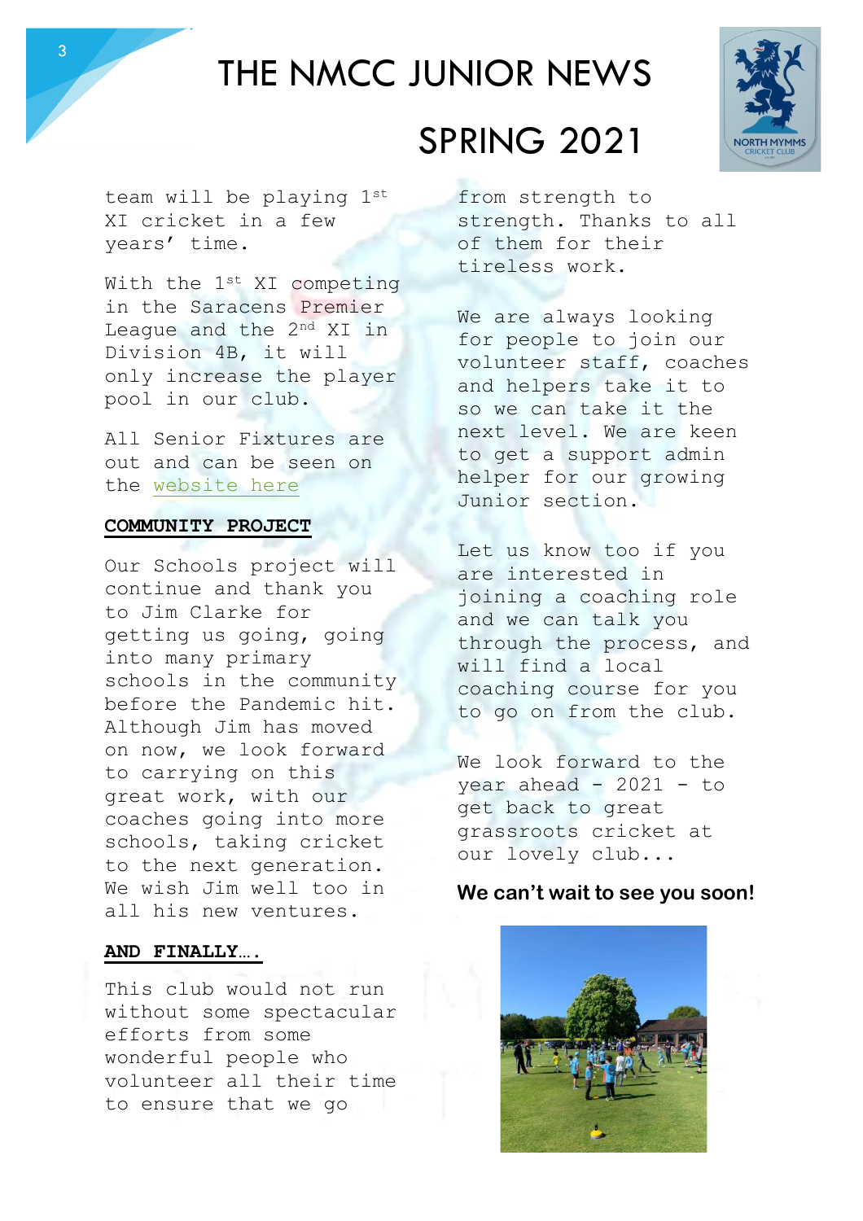team will be playing 1st XI cricket in a few years' time.

With the 1st XI competing in the Saracens Premier League and the 2nd XI in Division 4B, it will only increase the player pool in our club.

All Senior Fixtures are out and can be seen on the website here

**COMMUNITY PROJECT**

Our Schools project will continue and thank you to Jim Clarke for getting us going, going into many primary schools in the community before the Pandemic hit. Although Jim has moved on now, we look forward to carrying on this great work, with our coaches going into more schools, taking cricket to the next generation. We wish Jim well too in all his new ventures.

**AND FINALLY….**

This club would not run without some spectacular efforts from some wonderful people who volunteer all their time to ensure that we go from strength to strength. Thanks to all of them for their tireless work.

We are always looking for people to join our volunteer staff, coaches and helpers take it to so we can take it the next level. We are keen to get a support admin helper for our growing Junior section.

Let us know too if you are interested in joining a coaching role and we can talk you through the process, and will find a local coaching course for you to go on from the club.

We look forward to the year ahead - 2021 - to get back to great grassroots cricket at our lovely club...

**We can't wait to see you soon!**